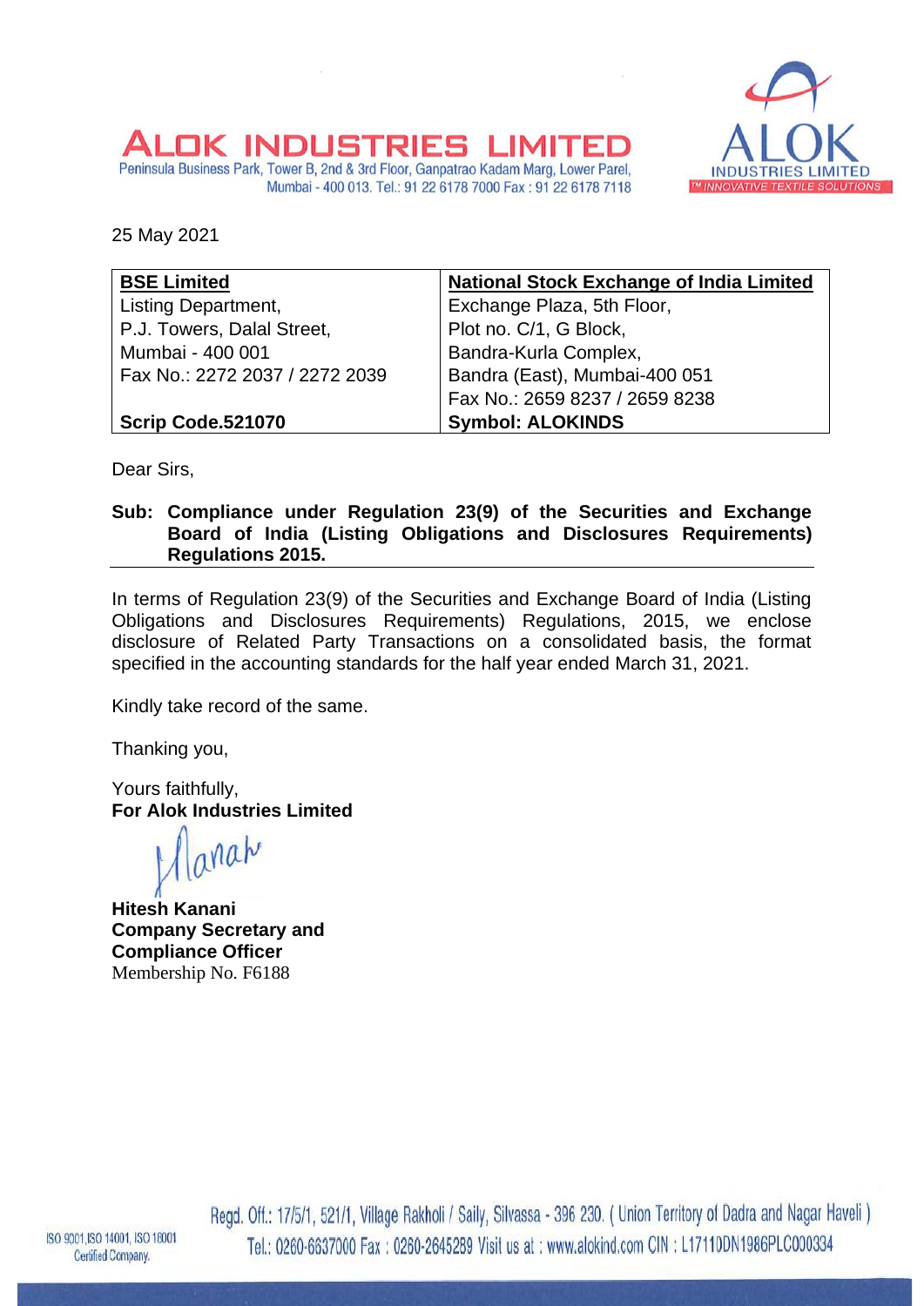# ALOK INDUSTRIES LIMITED

Peninsula Business Park, Tower B, 2nd & 3rd Floor, Ganpatrao Kadam Marg, Lower Parel, Mumbai - 400 013. Tel.: 91 22 6178 7000 Fax : 91 22 6178 7118

25 May 2021

| **BSE Limited** | **National Stock Exchange of India Limited** |
|---|---|
| Listing Department, | Exchange Plaza, 5th Floor, |
| P.J. Towers, Dalal Street, | Plot no. C/1, G Block, |
| Mumbai - 400 001 | Bandra-Kurla Complex, |
| Fax No.: 2272 2037 / 2272 2039 | Bandra (East), Mumbai-400 051 |
| | Fax No.: 2659 8237 / 2659 8238 |
| **Scrip Code.521070** | **Symbol: ALOKINDS** |

Dear Sirs,

**Sub: Compliance under Regulation 23(9) of the Securities and Exchange Board of India (Listing Obligations and Disclosures Requirements) Regulations 2015.**

In terms of Regulation 23(9) of the Securities and Exchange Board of India (Listing Obligations and Disclosures Requirements) Regulations, 2015, we enclose disclosure of Related Party Transactions on a consolidated basis, the format specified in the accounting standards for the half year ended March 31, 2021.

Kindly take record of the same.

Thanking you,

Yours faithfully,
**For Alok Industries Limited**

**Hitesh Kanani**
**Company Secretary and Compliance Officer**
Membership No. F6188

Regd. Off.: 17/5/1, 521/1, Village Rakholi / Saily, Silvassa - 396 230. ( Union Territory of Dadra and Nagar Haveli )
Tel.: 0260-6637000 Fax : 0260-2645289 Visit us at : www.alokind.com CIN : L17110DN1986PLC000334

ISO 9001, ISO 14001, ISO 18001 Certified Company.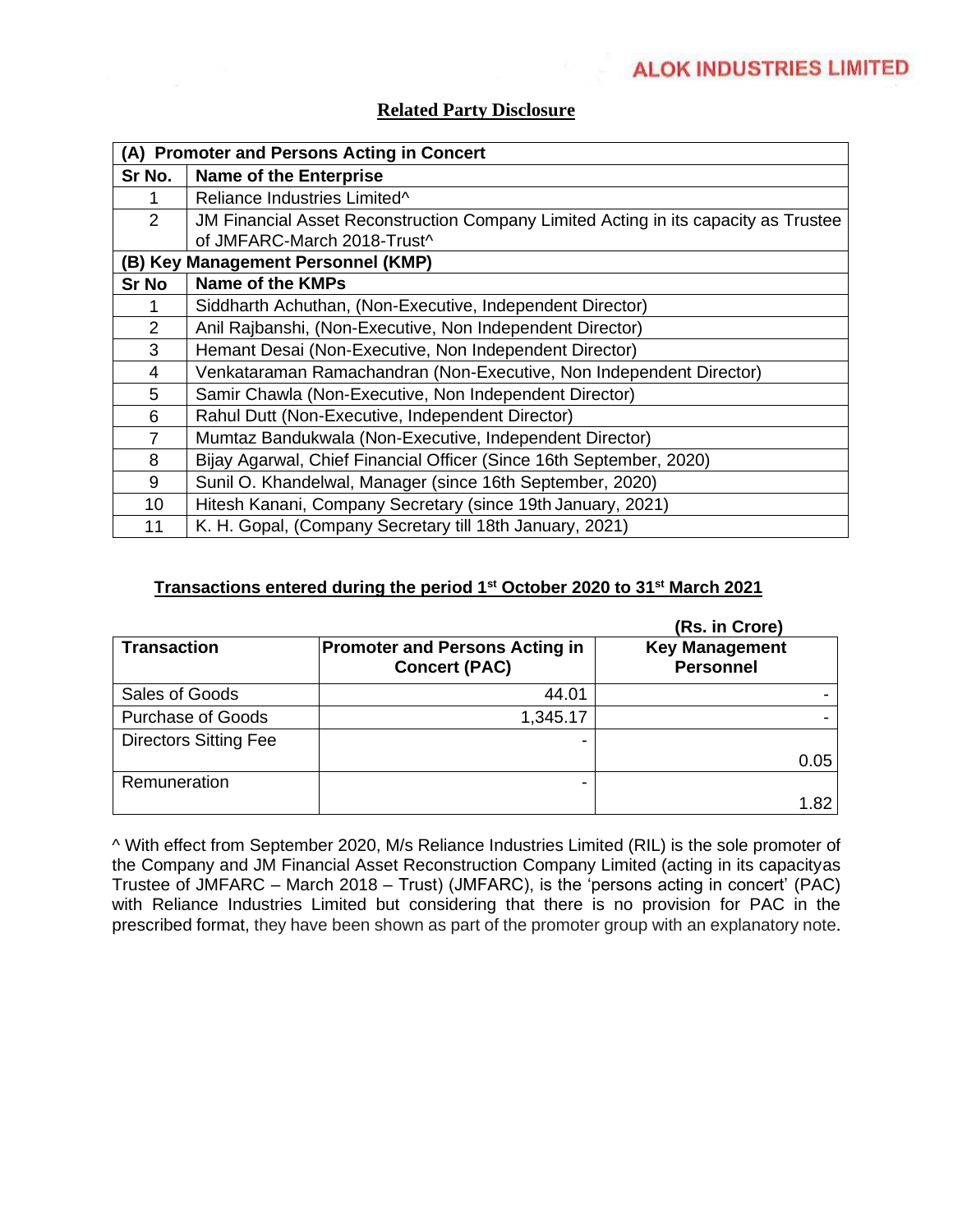## Related Party Disclosure

| (A) Promoter and Persons Acting in Concert | |
|---|---|
| **Sr No.** | **Name of the Enterprise** |
| 1 | Reliance Industries Limited^ |
| 2 | JM Financial Asset Reconstruction Company Limited Acting in its capacity as Trustee of JMFARC-March 2018-Trust^ |
| **(B) Key Management Personnel (KMP)** | |
| **Sr No** | **Name of the KMPs** |
| 1 | Siddharth Achuthan, (Non-Executive, Independent Director) |
| 2 | Anil Rajbanshi, (Non-Executive, Non Independent Director) |
| 3 | Hemant Desai (Non-Executive, Non Independent Director) |
| 4 | Venkataraman Ramachandran (Non-Executive, Non Independent Director) |
| 5 | Samir Chawla (Non-Executive, Non Independent Director) |
| 6 | Rahul Dutt (Non-Executive, Independent Director) |
| 7 | Mumtaz Bandukwala (Non-Executive, Independent Director) |
| 8 | Bijay Agarwal, Chief Financial Officer (Since 16th September, 2020) |
| 9 | Sunil O. Khandelwal, Manager (since 16th September, 2020) |
| 10 | Hitesh Kanani, Company Secretary (since 19th January, 2021) |
| 11 | K. H. Gopal, (Company Secretary till 18th January, 2021) |

### Transactions entered during the period 1st October 2020 to 31st March 2021

(Rs. in Crore)

| Transaction | Promoter and Persons Acting in Concert (PAC) | Key Management Personnel |
|---|---|---|
| Sales of Goods | 44.01 | - |
| Purchase of Goods | 1,345.17 | - |
| Directors Sitting Fee | - | 0.05 |
| Remuneration | - | 1.82 |

^ With effect from September 2020, M/s Reliance Industries Limited (RIL) is the sole promoter of the Company and JM Financial Asset Reconstruction Company Limited (acting in its capacityas Trustee of JMFARC – March 2018 – Trust) (JMFARC), is the 'persons acting in concert' (PAC) with Reliance Industries Limited but considering that there is no provision for PAC in the prescribed format, they have been shown as part of the promoter group with an explanatory note.